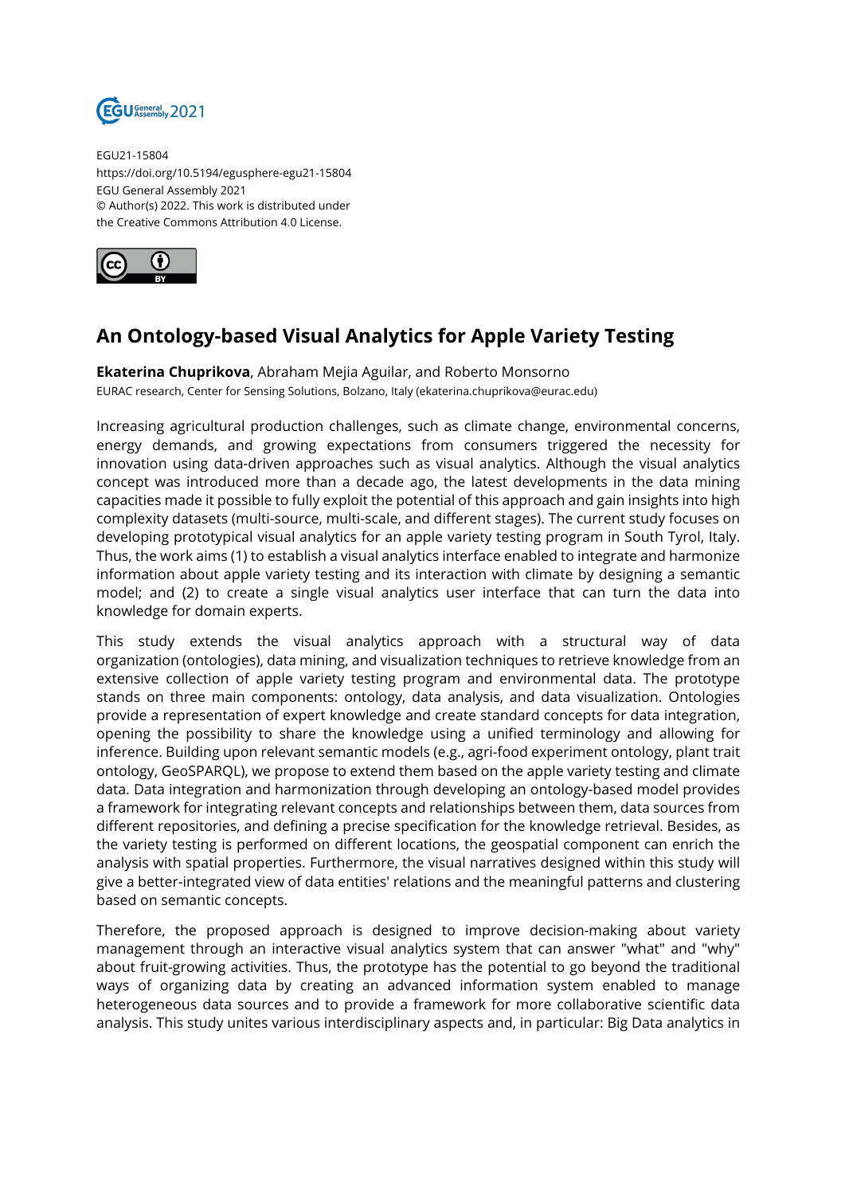EGU21-15804
https://doi.org/10.5194/egusphere-egu21-15804
EGU General Assembly 2021
© Author(s) 2022. This work is distributed under
the Creative Commons Attribution 4.0 License.

# An Ontology-based Visual Analytics for Apple Variety Testing

**Ekaterina Chuprikova**, Abraham Mejia Aguilar, and Roberto Monsorno
EURAC research, Center for Sensing Solutions, Bolzano, Italy (ekaterina.chuprikova@eurac.edu)

Increasing agricultural production challenges, such as climate change, environmental concerns, energy demands, and growing expectations from consumers triggered the necessity for innovation using data-driven approaches such as visual analytics. Although the visual analytics concept was introduced more than a decade ago, the latest developments in the data mining capacities made it possible to fully exploit the potential of this approach and gain insights into high complexity datasets (multi-source, multi-scale, and different stages). The current study focuses on developing prototypical visual analytics for an apple variety testing program in South Tyrol, Italy. Thus, the work aims (1) to establish a visual analytics interface enabled to integrate and harmonize information about apple variety testing and its interaction with climate by designing a semantic model; and (2) to create a single visual analytics user interface that can turn the data into knowledge for domain experts.

This study extends the visual analytics approach with a structural way of data organization (ontologies), data mining, and visualization techniques to retrieve knowledge from an extensive collection of apple variety testing program and environmental data. The prototype stands on three main components: ontology, data analysis, and data visualization. Ontologies provide a representation of expert knowledge and create standard concepts for data integration, opening the possibility to share the knowledge using a unified terminology and allowing for inference. Building upon relevant semantic models (e.g., agri-food experiment ontology, plant trait ontology, GeoSPARQL), we propose to extend them based on the apple variety testing and climate data. Data integration and harmonization through developing an ontology-based model provides a framework for integrating relevant concepts and relationships between them, data sources from different repositories, and defining a precise specification for the knowledge retrieval. Besides, as the variety testing is performed on different locations, the geospatial component can enrich the analysis with spatial properties. Furthermore, the visual narratives designed within this study will give a better-integrated view of data entities' relations and the meaningful patterns and clustering based on semantic concepts.

Therefore, the proposed approach is designed to improve decision-making about variety management through an interactive visual analytics system that can answer "what" and "why" about fruit-growing activities. Thus, the prototype has the potential to go beyond the traditional ways of organizing data by creating an advanced information system enabled to manage heterogeneous data sources and to provide a framework for more collaborative scientific data analysis. This study unites various interdisciplinary aspects and, in particular: Big Data analytics in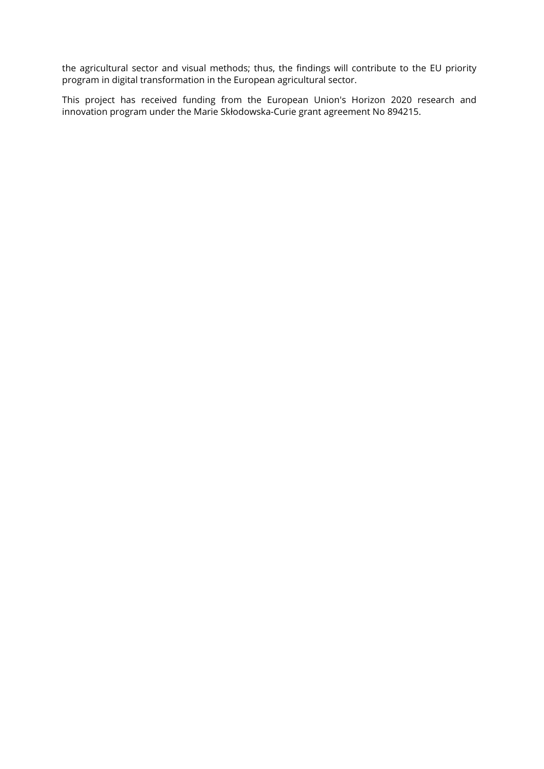the agricultural sector and visual methods; thus, the findings will contribute to the EU priority program in digital transformation in the European agricultural sector.

This project has received funding from the European Union's Horizon 2020 research and innovation program under the Marie Skłodowska-Curie grant agreement No 894215.